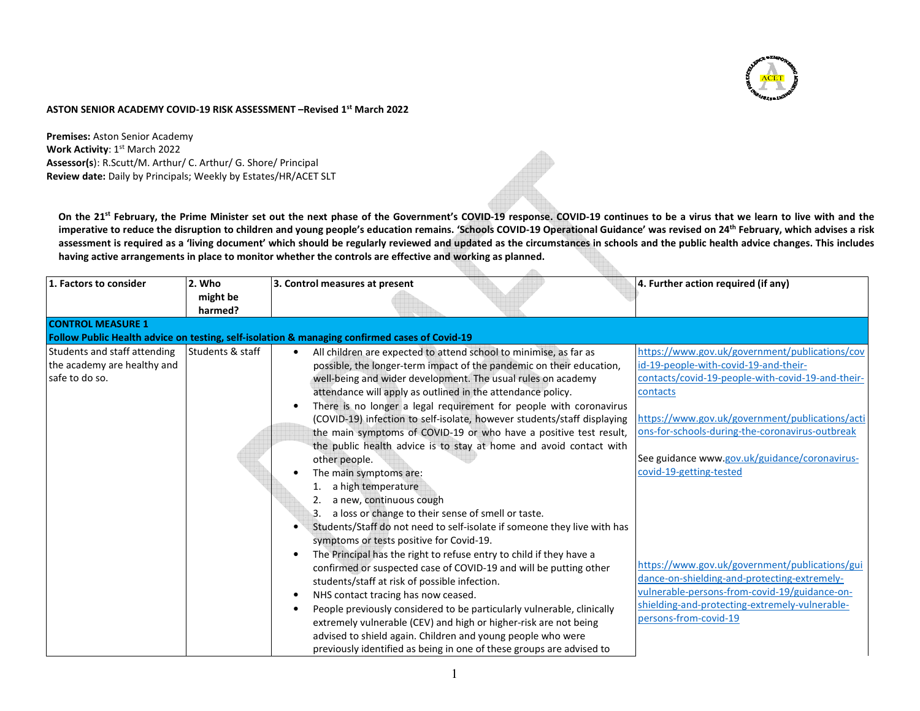**ASTON SENIOR ACADEMY COVID-19 RISK ASSESSMENT –Revised 1st March 2022**

**Premises:** Aston Senior Academy
**Work Activity**: 1st March 2022
**Assessor(s)**: R.Scutt/M. Arthur/ C. Arthur/ G. Shore/ Principal
**Review date:** Daily by Principals; Weekly by Estates/HR/ACET SLT

**On the 21st February, the Prime Minister set out the next phase of the Government's COVID-19 response. COVID-19 continues to be a virus that we learn to live with and the imperative to reduce the disruption to children and young people's education remains. 'Schools COVID-19 Operational Guidance' was revised on 24th February, which advises a risk assessment is required as a 'living document' which should be regularly reviewed and updated as the circumstances in schools and the public health advice changes. This includes having active arrangements in place to monitor whether the controls are effective and working as planned.**

| 1. Factors to consider | 2. Who might be harmed? | 3. Control measures at present | 4. Further action required (if any) |
|---|---|---|---|
| **CONTROL MEASURE 1** **Follow Public Health advice on testing, self-isolation & managing confirmed cases of Covid-19** | | | |
| Students and staff attending the academy are healthy and safe to do so. | Students & staff | • All children are expected to attend school to minimise, as far as possible, the longer-term impact of the pandemic on their education, well-being and wider development. The usual rules on academy attendance will apply as outlined in the attendance policy.<br>• There is no longer a legal requirement for people with coronavirus (COVID-19) infection to self-isolate, however students/staff displaying the main symptoms of COVID-19 or who have a positive test result, the public health advice is to stay at home and avoid contact with other people.<br>• The main symptoms are:<br>1. a high temperature<br>2. a new, continuous cough<br>3. a loss or change to their sense of smell or taste.<br>• Students/Staff do not need to self-isolate if someone they live with has symptoms or tests positive for Covid-19.<br>• The Principal has the right to refuse entry to child if they have a confirmed or suspected case of COVID-19 and will be putting other students/staff at risk of possible infection.<br>• NHS contact tracing has now ceased.<br>• People previously considered to be particularly vulnerable, clinically extremely vulnerable (CEV) and high or higher-risk are not being advised to shield again. Children and young people who were previously identified as being in one of these groups are advised to | https://www.gov.uk/government/publications/covid-19-people-with-covid-19-and-their-contacts/covid-19-people-with-covid-19-and-their-contacts<br><br>https://www.gov.uk/government/publications/actions-for-schools-during-the-coronavirus-outbreak<br><br>See guidance www.gov.uk/guidance/coronavirus-covid-19-getting-tested<br><br>https://www.gov.uk/government/publications/guidance-on-shielding-and-protecting-extremely-vulnerable-persons-from-covid-19/guidance-on-shielding-and-protecting-extremely-vulnerable-persons-from-covid-19 |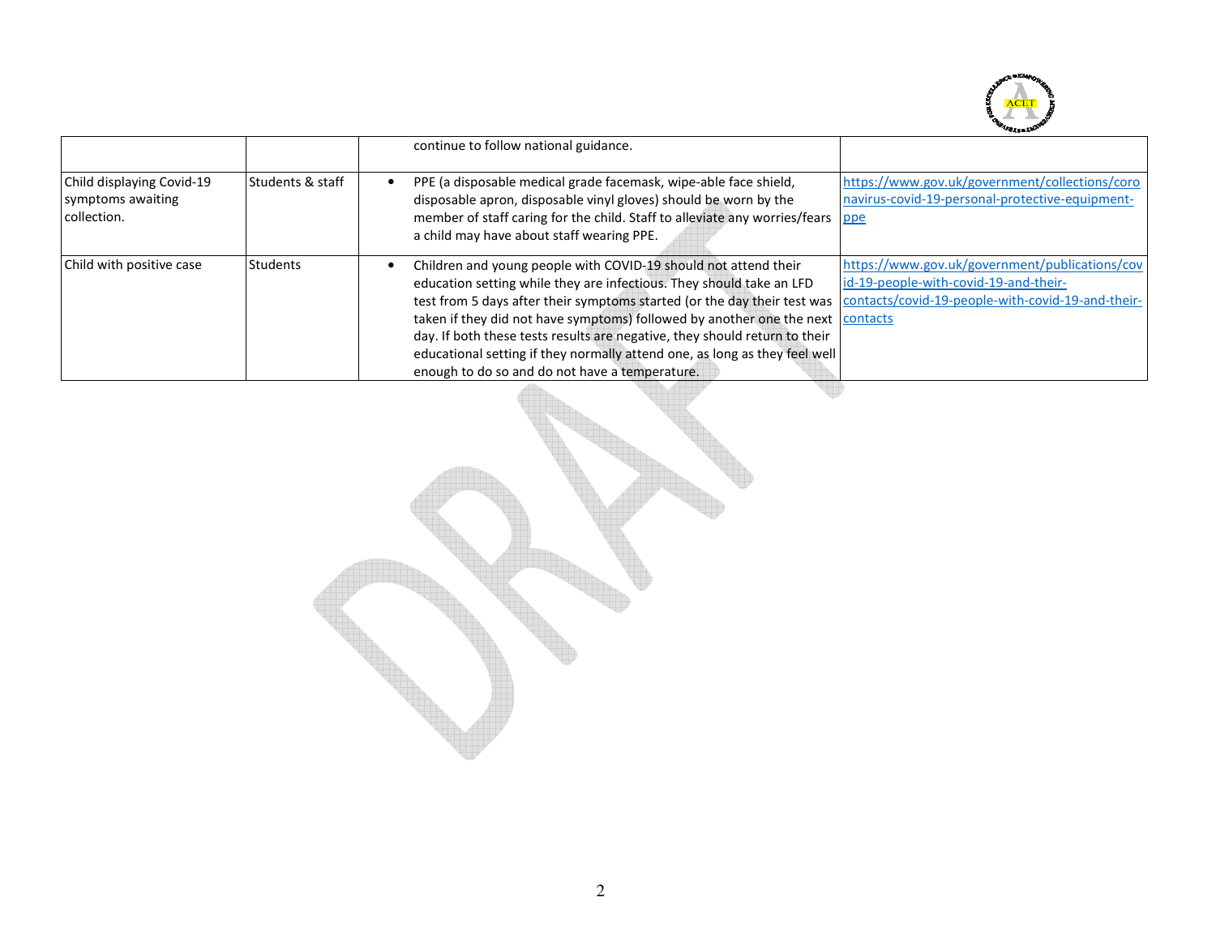| | | | |
|---|---|---|---|
| | | continue to follow national guidance. | |
| Child displaying Covid-19 symptoms awaiting collection. | Students & staff | • PPE (a disposable medical grade facemask, wipe-able face shield, disposable apron, disposable vinyl gloves) should be worn by the member of staff caring for the child. Staff to alleviate any worries/fears a child may have about staff wearing PPE. | https://www.gov.uk/government/collections/coronavirus-covid-19-personal-protective-equipment-ppe |
| Child with positive case | Students | • Children and young people with COVID-19 should not attend their education setting while they are infectious. They should take an LFD test from 5 days after their symptoms started (or the day their test was taken if they did not have symptoms) followed by another one the next day. If both these tests results are negative, they should return to their educational setting if they normally attend one, as long as they feel well enough to do so and do not have a temperature. | https://www.gov.uk/government/publications/covid-19-people-with-covid-19-and-their-contacts/covid-19-people-with-covid-19-and-their-contacts |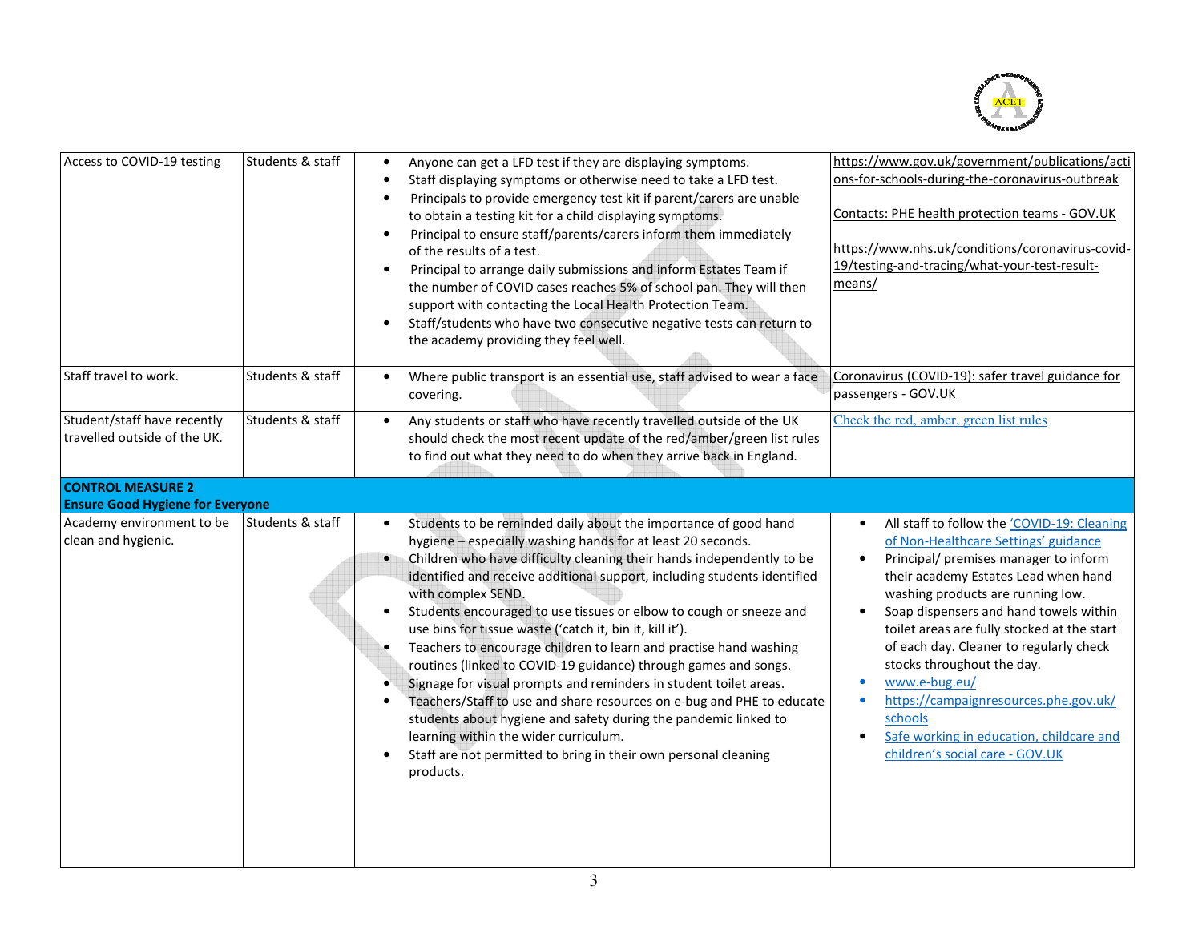| | | | |
|---|---|---|---|
| Access to COVID-19 testing | Students & staff | • Anyone can get a LFD test if they are displaying symptoms.<br>• Staff displaying symptoms or otherwise need to take a LFD test.<br>• Principals to provide emergency test kit if parent/carers are unable to obtain a testing kit for a child displaying symptoms.<br>• Principal to ensure staff/parents/carers inform them immediately of the results of a test.<br>• Principal to arrange daily submissions and inform Estates Team if the number of COVID cases reaches 5% of school pan. They will then support with contacting the Local Health Protection Team.<br>• Staff/students who have two consecutive negative tests can return to the academy providing they feel well. | https://www.gov.uk/government/publications/actions-for-schools-during-the-coronavirus-outbreak<br><br>Contacts: PHE health protection teams - GOV.UK<br><br>https://www.nhs.uk/conditions/coronavirus-covid-19/testing-and-tracing/what-your-test-result-means/ |
| Staff travel to work. | Students & staff | • Where public transport is an essential use, staff advised to wear a face covering. | Coronavirus (COVID-19): safer travel guidance for passengers - GOV.UK |
| Student/staff have recently travelled outside of the UK. | Students & staff | • Any students or staff who have recently travelled outside of the UK should check the most recent update of the red/amber/green list rules to find out what they need to do when they arrive back in England. | Check the red, amber, green list rules |
| **CONTROL MEASURE 2<br>Ensure Good Hygiene for Everyone** | | | |
| Academy environment to be clean and hygienic. | Students & staff | • Students to be reminded daily about the importance of good hand hygiene – especially washing hands for at least 20 seconds.<br>• Children who have difficulty cleaning their hands independently to be identified and receive additional support, including students identified with complex SEND.<br>• Students encouraged to use tissues or elbow to cough or sneeze and use bins for tissue waste ('catch it, bin it, kill it').<br>• Teachers to encourage children to learn and practise hand washing routines (linked to COVID-19 guidance) through games and songs.<br>• Signage for visual prompts and reminders in student toilet areas.<br>• Teachers/Staff to use and share resources on e-bug and PHE to educate students about hygiene and safety during the pandemic linked to learning within the wider curriculum.<br>• Staff are not permitted to bring in their own personal cleaning products. | • All staff to follow the 'COVID-19: Cleaning of Non-Healthcare Settings' guidance<br>• Principal/ premises manager to inform their academy Estates Lead when hand washing products are running low.<br>• Soap dispensers and hand towels within toilet areas are fully stocked at the start of each day. Cleaner to regularly check stocks throughout the day.<br>• www.e-bug.eu/<br>• https://campaignresources.phe.gov.uk/schools<br>• Safe working in education, childcare and children's social care - GOV.UK |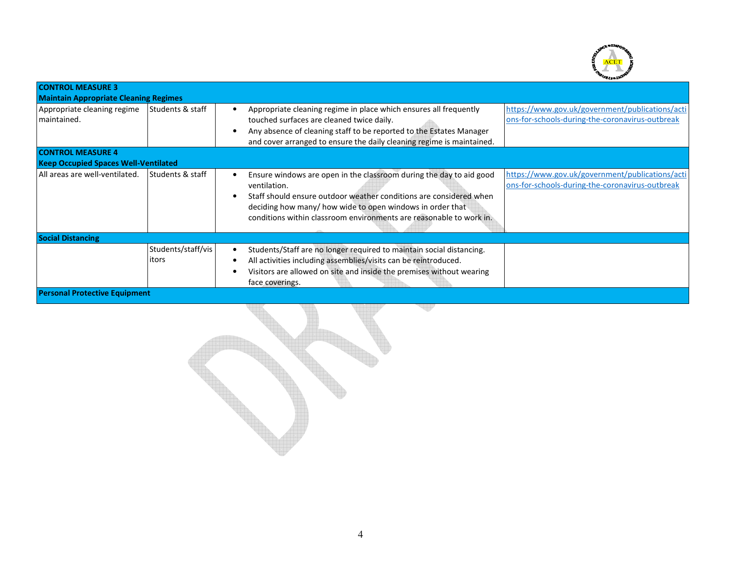| CONTROL MEASURE 3<br>Maintain Appropriate Cleaning Regimes | | | |
|---|---|---|---|
| Appropriate cleaning regime maintained. | Students & staff | • Appropriate cleaning regime in place which ensures all frequently touched surfaces are cleaned twice daily.<br>• Any absence of cleaning staff to be reported to the Estates Manager and cover arranged to ensure the daily cleaning regime is maintained. | https://www.gov.uk/government/publications/actions-for-schools-during-the-coronavirus-outbreak |
| **CONTROL MEASURE 4**<br>**Keep Occupied Spaces Well-Ventilated** | | | |
| All areas are well-ventilated. | Students & staff | • Ensure windows are open in the classroom during the day to aid good ventilation.<br>• Staff should ensure outdoor weather conditions are considered when deciding how many/ how wide to open windows in order that conditions within classroom environments are reasonable to work in. | https://www.gov.uk/government/publications/actions-for-schools-during-the-coronavirus-outbreak |
| **Social Distancing** | | | |
| | Students/staff/visitors | • Students/Staff are no longer required to maintain social distancing.<br>• All activities including assemblies/visits can be reintroduced.<br>• Visitors are allowed on site and inside the premises without wearing face coverings. | |
| **Personal Protective Equipment** | | | |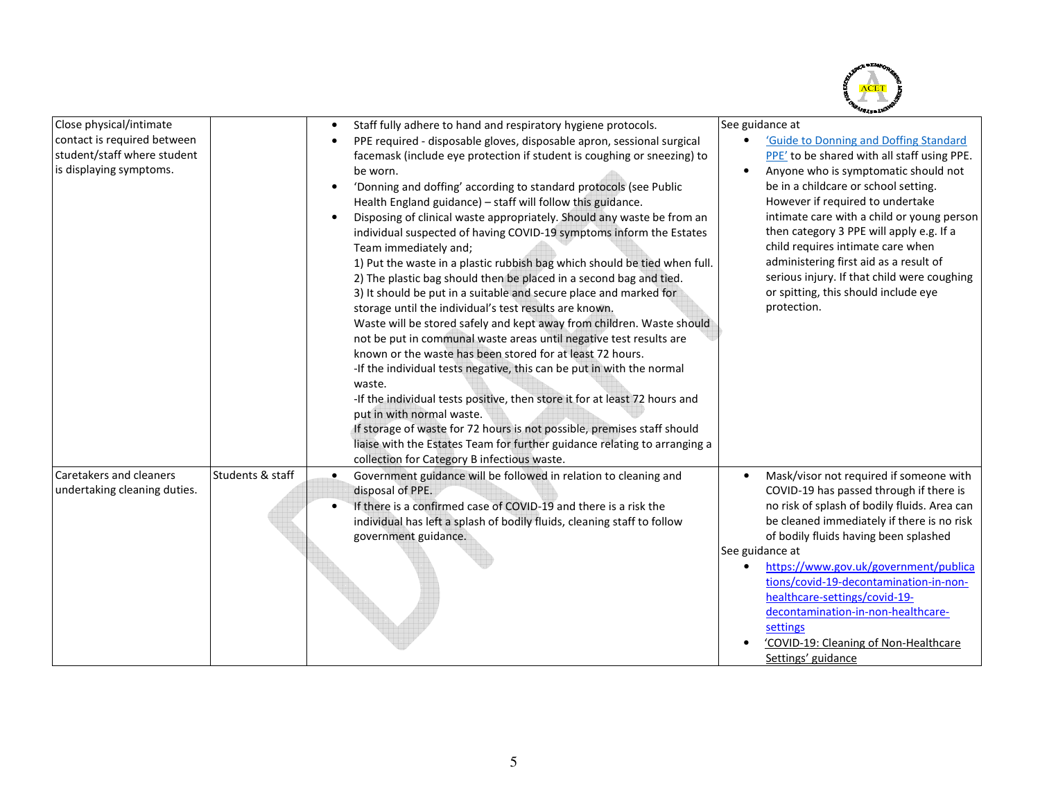| | | | |
|---|---|---|---|
| Close physical/intimate contact is required between student/staff where student is displaying symptoms. | | • Staff fully adhere to hand and respiratory hygiene protocols.<br>• PPE required - disposable gloves, disposable apron, sessional surgical facemask (include eye protection if student is coughing or sneezing) to be worn.<br>• 'Donning and doffing' according to standard protocols (see Public Health England guidance) – staff will follow this guidance.<br>• Disposing of clinical waste appropriately. Should any waste be from an individual suspected of having COVID-19 symptoms inform the Estates Team immediately and;<br>1) Put the waste in a plastic rubbish bag which should be tied when full.<br>2) The plastic bag should then be placed in a second bag and tied.<br>3) It should be put in a suitable and secure place and marked for storage until the individual's test results are known.<br>Waste will be stored safely and kept away from children. Waste should not be put in communal waste areas until negative test results are known or the waste has been stored for at least 72 hours.<br>-If the individual tests negative, this can be put in with the normal waste.<br>-If the individual tests positive, then store it for at least 72 hours and put in with normal waste.<br>If storage of waste for 72 hours is not possible, premises staff should liaise with the Estates Team for further guidance relating to arranging a collection for Category B infectious waste. | See guidance at<br>• 'Guide to Donning and Doffing Standard PPE' to be shared with all staff using PPE.<br>• Anyone who is symptomatic should not be in a childcare or school setting. However if required to undertake intimate care with a child or young person then category 3 PPE will apply e.g. If a child requires intimate care when administering first aid as a result of serious injury. If that child were coughing or spitting, this should include eye protection. |
| Caretakers and cleaners undertaking cleaning duties. | Students & staff | • Government guidance will be followed in relation to cleaning and disposal of PPE.<br>• If there is a confirmed case of COVID-19 and there is a risk the individual has left a splash of bodily fluids, cleaning staff to follow government guidance. | • Mask/visor not required if someone with COVID-19 has passed through if there is no risk of splash of bodily fluids. Area can be cleaned immediately if there is no risk of bodily fluids having been splashed<br>See guidance at<br>• https://www.gov.uk/government/publications/covid-19-decontamination-in-non-healthcare-settings/covid-19-decontamination-in-non-healthcare-settings<br>• 'COVID-19: Cleaning of Non-Healthcare Settings' guidance |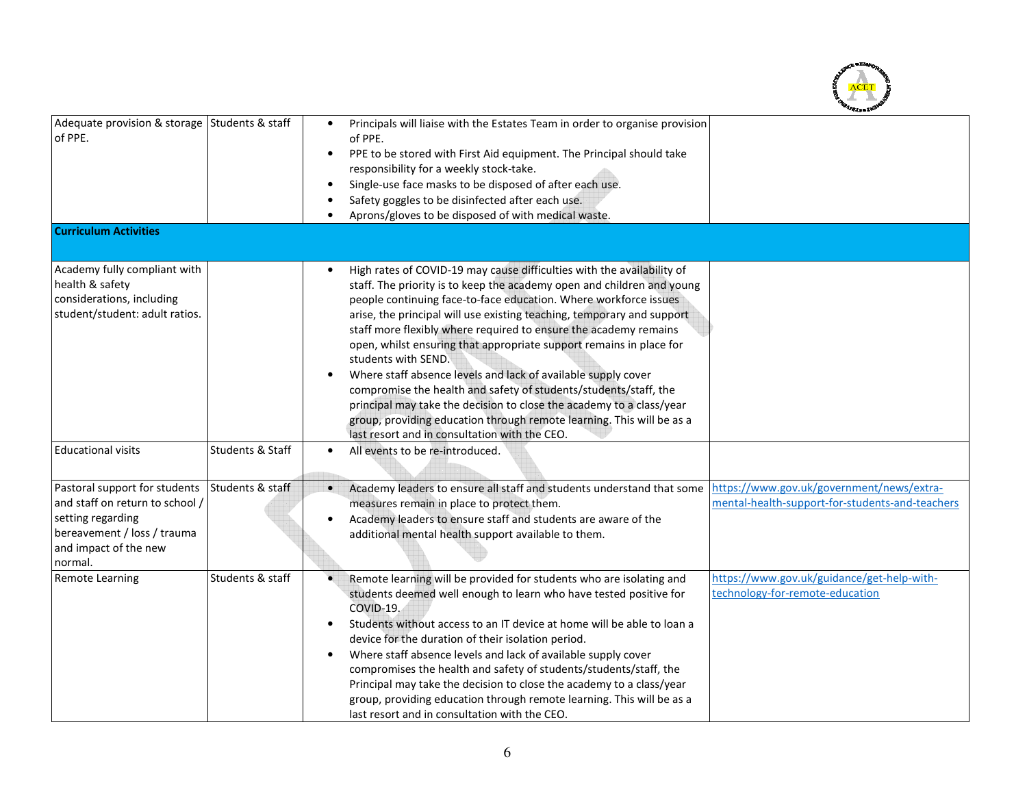| | | | |
|---|---|---|---|
| Adequate provision & storage of PPE. | Students & staff | • Principals will liaise with the Estates Team in order to organise provision of PPE.<br>• PPE to be stored with First Aid equipment. The Principal should take responsibility for a weekly stock-take.<br>• Single-use face masks to be disposed of after each use.<br>• Safety goggles to be disinfected after each use.<br>• Aprons/gloves to be disposed of with medical waste. | |
| **Curriculum Activities** | | | |
| Academy fully compliant with health & safety considerations, including student/student: adult ratios. | | • High rates of COVID-19 may cause difficulties with the availability of staff. The priority is to keep the academy open and children and young people continuing face-to-face education. Where workforce issues arise, the principal will use existing teaching, temporary and support staff more flexibly where required to ensure the academy remains open, whilst ensuring that appropriate support remains in place for students with SEND.<br>• Where staff absence levels and lack of available supply cover compromise the health and safety of students/students/staff, the principal may take the decision to close the academy to a class/year group, providing education through remote learning. This will be as a last resort and in consultation with the CEO. | |
| Educational visits | Students & Staff | • All events to be re-introduced. | |
| Pastoral support for students and staff on return to school / setting regarding bereavement / loss / trauma and impact of the new normal. | Students & staff | • Academy leaders to ensure all staff and students understand that some measures remain in place to protect them.<br>• Academy leaders to ensure staff and students are aware of the additional mental health support available to them. | https://www.gov.uk/government/news/extra-mental-health-support-for-students-and-teachers |
| Remote Learning | Students & staff | • Remote learning will be provided for students who are isolating and students deemed well enough to learn who have tested positive for COVID-19.<br>• Students without access to an IT device at home will be able to loan a device for the duration of their isolation period.<br>• Where staff absence levels and lack of available supply cover compromises the health and safety of students/students/staff, the Principal may take the decision to close the academy to a class/year group, providing education through remote learning. This will be as a last resort and in consultation with the CEO. | https://www.gov.uk/guidance/get-help-with-technology-for-remote-education |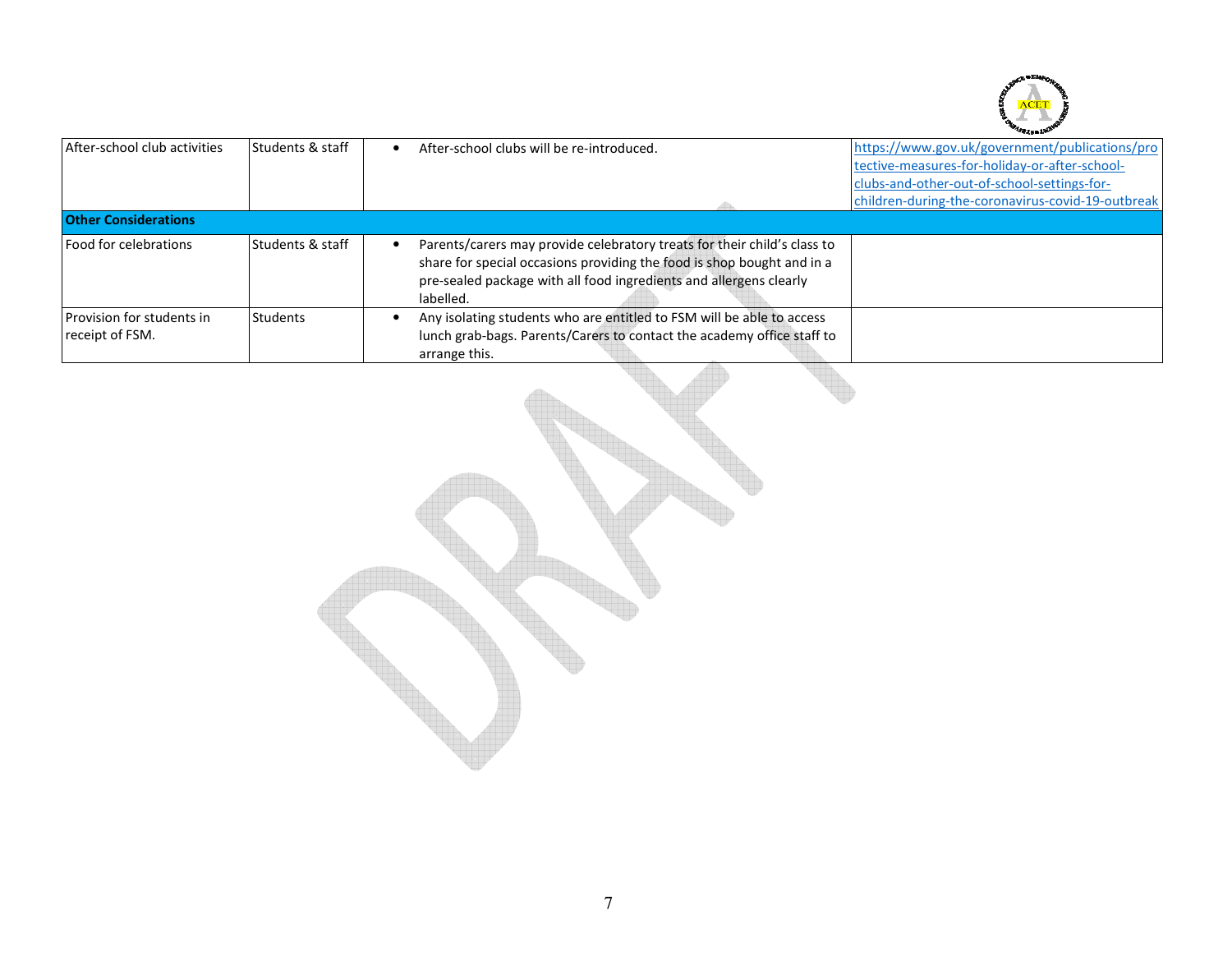| | | | |
|---|---|---|---|
| After-school club activities | Students & staff | • After-school clubs will be re-introduced. | https://www.gov.uk/government/publications/protective-measures-for-holiday-or-after-school-clubs-and-other-out-of-school-settings-for-children-during-the-coronavirus-covid-19-outbreak |
| **Other Considerations** | | | |
| Food for celebrations | Students & staff | • Parents/carers may provide celebratory treats for their child's class to share for special occasions providing the food is shop bought and in a pre-sealed package with all food ingredients and allergens clearly labelled. | |
| Provision for students in receipt of FSM. | Students | • Any isolating students who are entitled to FSM will be able to access lunch grab-bags. Parents/Carers to contact the academy office staff to arrange this. | |